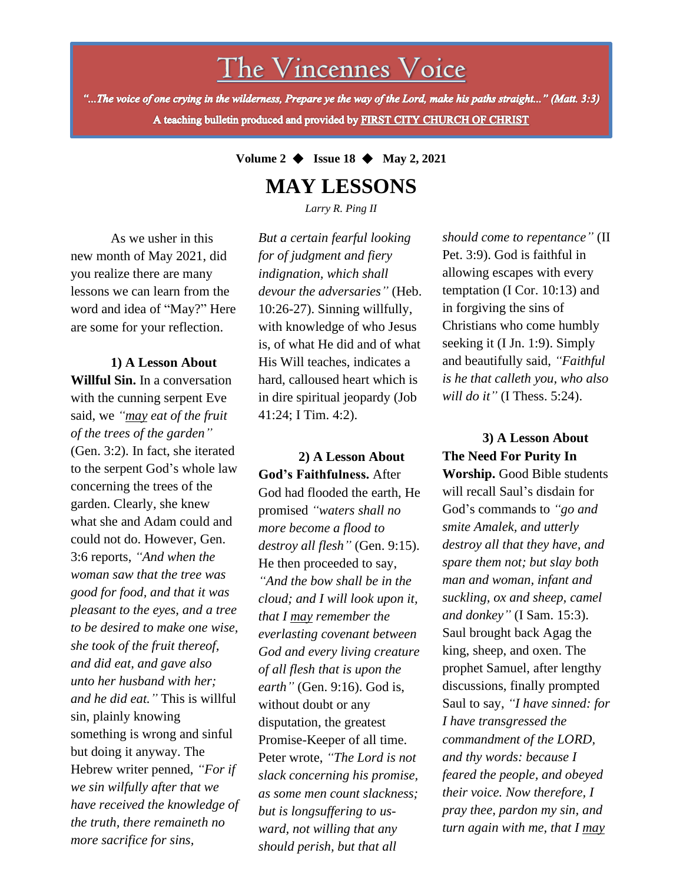# The Vincennes Voice

*"...The voice of one crying in the wilderness, Prepare ye the way of the Lord, make his paths straight..." (Matt. 3:3)*

**A teaching bulletin produced and provided by FIRST CITY CHURCH OF CHRIST**

**Volume 2 ◆ Issue 18 ◆ May 2, 2021**

## MAY LESSONS

*Larry R. Ping II*

As we usher in this new month of May 2021, did you realize there are many lessons we can learn from the word and idea of "May?" Here are some for your reflection.

**1) A Lesson About Willful Sin.** In a conversation with the cunning serpent Eve said, we *"may eat of the fruit of the trees of the garden"* (Gen. 3:2). In fact, she iterated to the serpent God's whole law concerning the trees of the garden. Clearly, she knew what she and Adam could and could not do. However, Gen. 3:6 reports, *"And when the woman saw that the tree was good for food, and that it was pleasant to the eyes, and a tree to be desired to make one wise, she took of the fruit thereof, and did eat, and gave also unto her husband with her; and he did eat."* This is willful sin, plainly knowing something is wrong and sinful but doing it anyway. The Hebrew writer penned, *"For if we sin wilfully after that we have received the knowledge of the truth, there remaineth no more sacrifice for sins, But a certain fearful looking for of judgment and fiery indignation, which shall devour the adversaries"* (Heb. 10:26-27). Sinning willfully, with knowledge of who Jesus is, of what He did and of what His Will teaches, indicates a hard, calloused heart which is in dire spiritual jeopardy (Job 41:24; I Tim. 4:2).

**2) A Lesson About God's Faithfulness.** After God had flooded the earth, He promised *"waters shall no more become a flood to destroy all flesh"* (Gen. 9:15). He then proceeded to say, *"And the bow shall be in the cloud; and I will look upon it, that I may remember the everlasting covenant between God and every living creature of all flesh that is upon the earth"* (Gen. 9:16). God is, without doubt or any disputation, the greatest Promise-Keeper of all time. Peter wrote, *"The Lord is not slack concerning his promise, as some men count slackness; but is longsuffering to us-ward, not willing that any should perish, but that all should come to repentance"* (II Pet. 3:9). God is faithful in allowing escapes with every temptation (I Cor. 10:13) and in forgiving the sins of Christians who come humbly seeking it (I Jn. 1:9). Simply and beautifully said, *"Faithful is he that calleth you, who also will do it"* (I Thess. 5:24).

**3) A Lesson About The Need For Purity In Worship.** Good Bible students will recall Saul's disdain for God's commands to *"go and smite Amalek, and utterly destroy all that they have, and spare them not; but slay both man and woman, infant and suckling, ox and sheep, camel and donkey"* (I Sam. 15:3). Saul brought back Agag the king, sheep, and oxen. The prophet Samuel, after lengthy discussions, finally prompted Saul to say, *"I have sinned: for I have transgressed the commandment of the LORD, and thy words: because I feared the people, and obeyed their voice. Now therefore, I pray thee, pardon my sin, and turn again with me, that I may*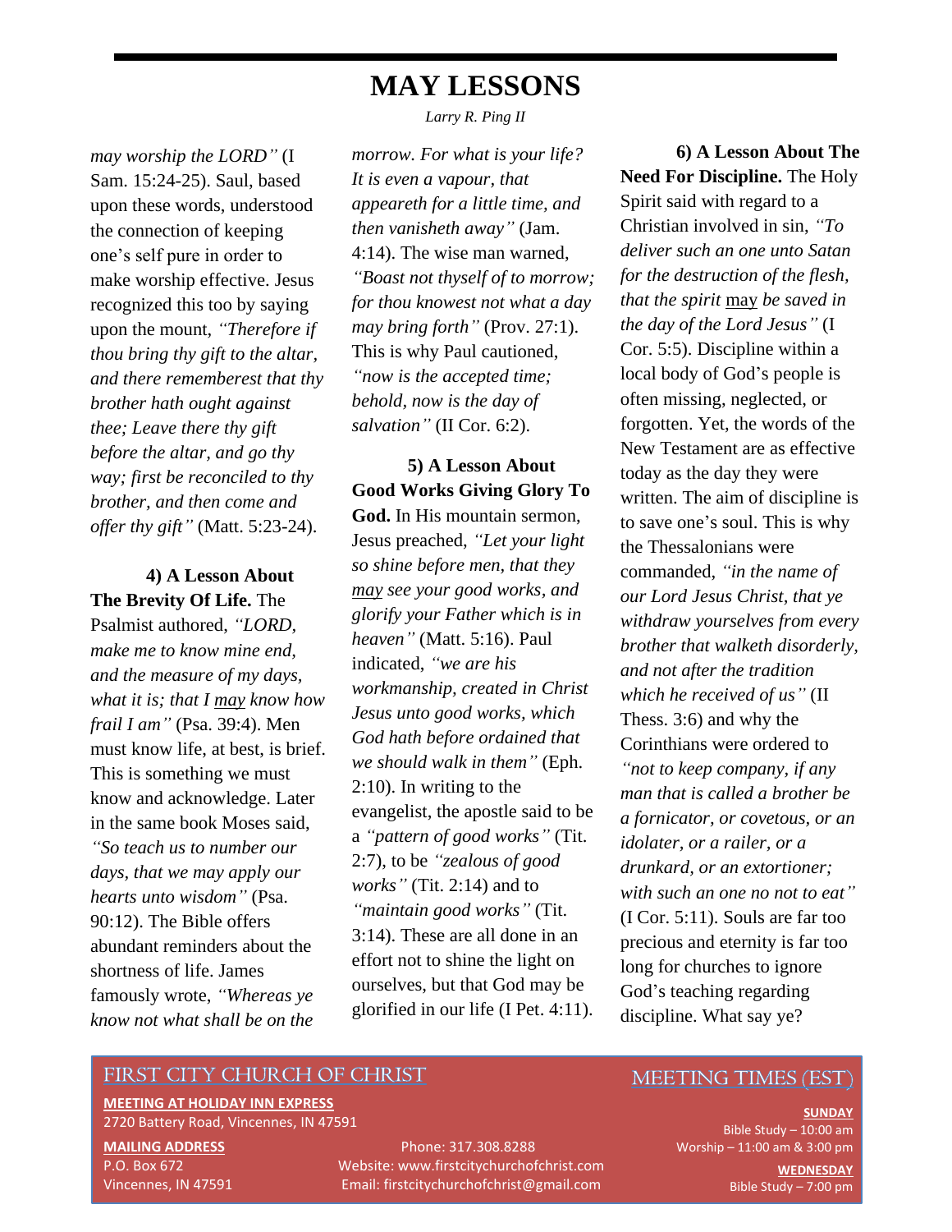# MAY LESSONS

*Larry R. Ping II*

*may worship the LORD"* (I Sam. 15:24-25). Saul, based upon these words, understood the connection of keeping one's self pure in order to make worship effective. Jesus recognized this too by saying upon the mount, *"Therefore if thou bring thy gift to the altar, and there rememberest that thy brother hath ought against thee; Leave there thy gift before the altar, and go thy way; first be reconciled to thy brother, and then come and offer thy gift"* (Matt. 5:23-24).

**4) A Lesson About The Brevity Of Life.** The Psalmist authored, *"LORD, make me to know mine end, and the measure of my days, what it is; that I may know how frail I am"* (Psa. 39:4). Men must know life, at best, is brief. This is something we must know and acknowledge. Later in the same book Moses said, *"So teach us to number our days, that we may apply our hearts unto wisdom"* (Psa. 90:12). The Bible offers abundant reminders about the shortness of life. James famously wrote, *"Whereas ye know not what shall be on the morrow. For what is your life? It is even a vapour, that appeareth for a little time, and then vanisheth away"* (Jam. 4:14). The wise man warned, *"Boast not thyself of to morrow; for thou knowest not what a day may bring forth"* (Prov. 27:1). This is why Paul cautioned, *"now is the accepted time; behold, now is the day of salvation"* (II Cor. 6:2).

**5) A Lesson About Good Works Giving Glory To God.** In His mountain sermon, Jesus preached, *"Let your light so shine before men, that they may see your good works, and glorify your Father which is in heaven"* (Matt. 5:16). Paul indicated, *"we are his workmanship, created in Christ Jesus unto good works, which God hath before ordained that we should walk in them"* (Eph. 2:10). In writing to the evangelist, the apostle said to be a *"pattern of good works"* (Tit. 2:7), to be *"zealous of good works"* (Tit. 2:14) and to *"maintain good works"* (Tit. 3:14). These are all done in an effort not to shine the light on ourselves, but that God may be glorified in our life (I Pet. 4:11).

**6) A Lesson About The Need For Discipline.** The Holy Spirit said with regard to a Christian involved in sin, *"To deliver such an one unto Satan for the destruction of the flesh, that the spirit may be saved in the day of the Lord Jesus"* (I Cor. 5:5). Discipline within a local body of God's people is often missing, neglected, or forgotten. Yet, the words of the New Testament are as effective today as the day they were written. The aim of discipline is to save one's soul. This is why the Thessalonians were commanded, *"in the name of our Lord Jesus Christ, that ye withdraw yourselves from every brother that walketh disorderly, and not after the tradition which he received of us"* (II Thess. 3:6) and why the Corinthians were ordered to *"not to keep company, if any man that is called a brother be a fornicator, or covetous, or an idolater, or a railer, or a drunkard, or an extortioner; with such an one no not to eat"* (I Cor. 5:11). Souls are far too precious and eternity is far too long for churches to ignore God's teaching regarding discipline. What say ye?

## FIRST CITY CHURCH OF CHRIST

**MEETING AT HOLIDAY INN EXPRESS**
2720 Battery Road, Vincennes, IN 47591

**MAILING ADDRESS**
P.O. Box 672
Vincennes, IN 47591

Phone: 317.308.8288
Website: www.firstcitychurchofchrist.com
Email: firstcitychurchofchrist@gmail.com

## MEETING TIMES (EST)

**SUNDAY**
Bible Study – 10:00 am
Worship – 11:00 am & 3:00 pm

**WEDNESDAY**
Bible Study – 7:00 pm